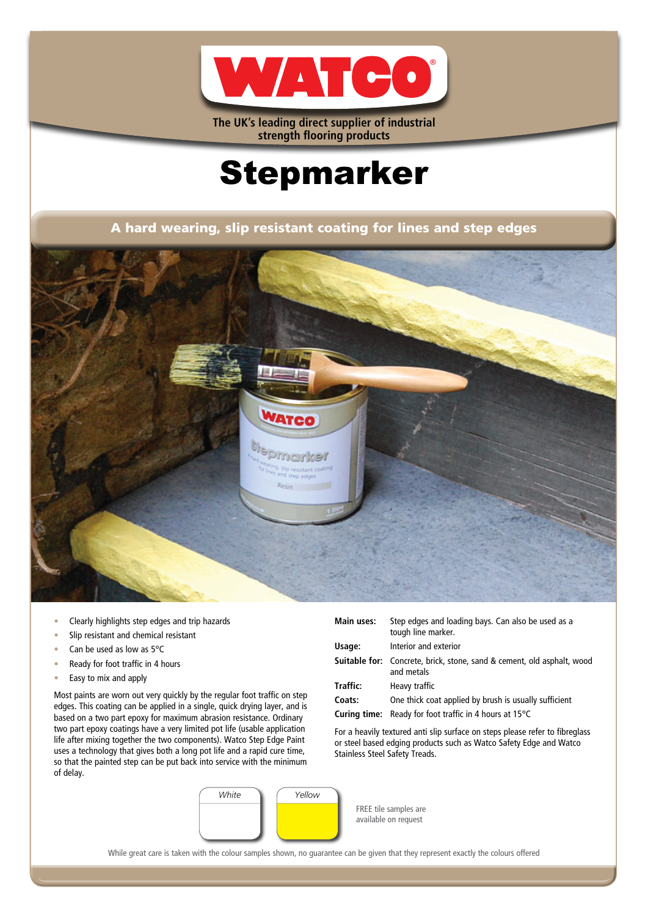# WATCO

The UK's leading direct supplier of industrial strength flooring products

# Stepmarker

## A hard wearing, slip resistant coating for lines and step edges

- Clearly highlights step edges and trip hazards
- Slip resistant and chemical resistant
- Can be used as low as 5°C
- Ready for foot traffic in 4 hours
- Easy to mix and apply

Most paints are worn out very quickly by the regular foot traffic on step edges. This coating can be applied in a single, quick drying layer, and is based on a two part epoxy for maximum abrasion resistance. Ordinary two part epoxy coatings have a very limited pot life (usable application life after mixing together the two components). Watco Step Edge Paint uses a technology that gives both a long pot life and a rapid cure time, so that the painted step can be put back into service with the minimum of delay.

| | |
|---|---|
| **Main uses:** | Step edges and loading bays. Can also be used as a tough line marker. |
| **Usage:** | Interior and exterior |
| **Suitable for:** | Concrete, brick, stone, sand & cement, old asphalt, wood and metals |
| **Traffic:** | Heavy traffic |
| **Coats:** | One thick coat applied by brush is usually sufficient |
| **Curing time:** | Ready for foot traffic in 4 hours at 15°C |

For a heavily textured anti slip surface on steps please refer to fibreglass or steel based edging products such as Watco Safety Edge and Watco Stainless Steel Safety Treads.

*White* *Yellow*

FREE tile samples are available on request

While great care is taken with the colour samples shown, no guarantee can be given that they represent exactly the colours offered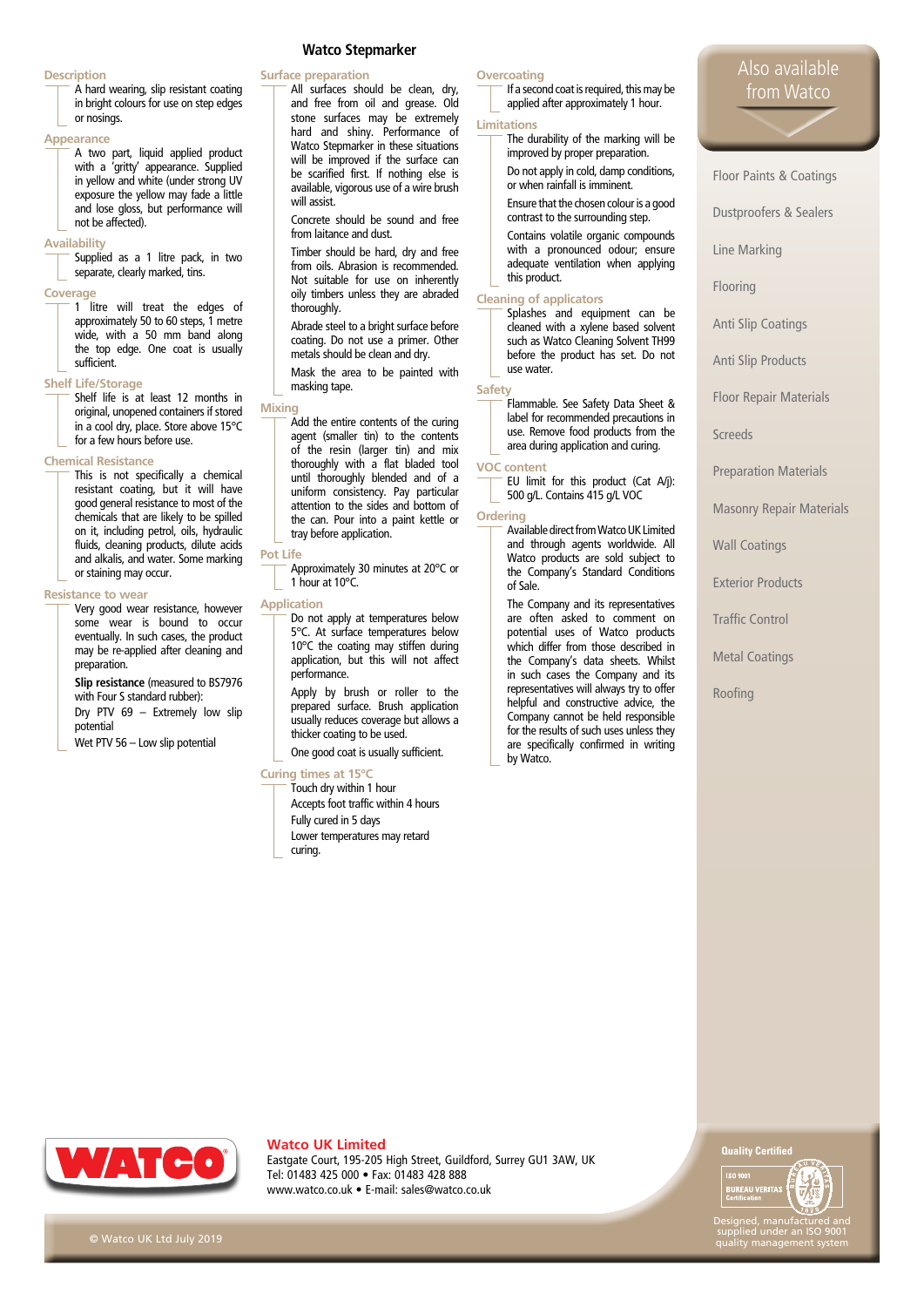# Watco Stepmarker

## Description

A hard wearing, slip resistant coating in bright colours for use on step edges or nosings.

## Appearance

A two part, liquid applied product with a 'gritty' appearance. Supplied in yellow and white (under strong UV exposure the yellow may fade a little and lose gloss, but performance will not be affected).

## Availability

Supplied as a 1 litre pack, in two separate, clearly marked, tins.

## Coverage

1 litre will treat the edges of approximately 50 to 60 steps, 1 metre wide, with a 50 mm band along the top edge. One coat is usually sufficient.

## Shelf Life/Storage

Shelf life is at least 12 months in original, unopened containers if stored in a cool dry, place. Store above 15°C for a few hours before use.

## Chemical Resistance

This is not specifically a chemical resistant coating, but it will have good general resistance to most of the chemicals that are likely to be spilled on it, including petrol, oils, hydraulic fluids, cleaning products, dilute acids and alkalis, and water. Some marking or staining may occur.

## Resistance to wear

Very good wear resistance, however some wear is bound to occur eventually. In such cases, the product may be re-applied after cleaning and preparation.

**Slip resistance** (measured to BS7976 with Four S standard rubber):

Dry PTV 69 – Extremely low slip potential

Wet PTV 56 – Low slip potential

## Surface preparation

All surfaces should be clean, dry, and free from oil and grease. Old stone surfaces may be extremely hard and shiny. Performance of Watco Stepmarker in these situations will be improved if the surface can be scarified first. If nothing else is available, vigorous use of a wire brush will assist.

Concrete should be sound and free from laitance and dust.

Timber should be hard, dry and free from oils. Abrasion is recommended. Not suitable for use on inherently oily timbers unless they are abraded thoroughly.

Abrade steel to a bright surface before coating. Do not use a primer. Other metals should be clean and dry.

Mask the area to be painted with masking tape.

## Mixing

Add the entire contents of the curing agent (smaller tin) to the contents of the resin (larger tin) and mix thoroughly with a flat bladed tool until thoroughly blended and of a uniform consistency. Pay particular attention to the sides and bottom of the can. Pour into a paint kettle or tray before application.

## Pot Life

Approximately 30 minutes at 20°C or 1 hour at 10°C.

## Application

Do not apply at temperatures below 5°C. At surface temperatures below 10°C the coating may stiffen during application, but this will not affect performance.

Apply by brush or roller to the prepared surface. Brush application usually reduces coverage but allows a thicker coating to be used.

One good coat is usually sufficient.

## Curing times at 15°C

Touch dry within 1 hour

Accepts foot traffic within 4 hours

Fully cured in 5 days

Lower temperatures may retard curing.

## Overcoating

If a second coat is required, this may be applied after approximately 1 hour.

## Limitations

The durability of the marking will be improved by proper preparation.

Do not apply in cold, damp conditions, or when rainfall is imminent.

Ensure that the chosen colour is a good contrast to the surrounding step.

Contains volatile organic compounds with a pronounced odour; ensure adequate ventilation when applying this product.

## Cleaning of applicators

Splashes and equipment can be cleaned with a xylene based solvent such as Watco Cleaning Solvent TH99 before the product has set. Do not use water.

## Safety

Flammable. See Safety Data Sheet & label for recommended precautions in use. Remove food products from the area during application and curing.

## VOC content

EU limit for this product (Cat A/j): 500 g/L. Contains 415 g/L VOC

## Ordering

Available direct from Watco UK Limited and through agents worldwide. All Watco products are sold subject to the Company's Standard Conditions of Sale.

The Company and its representatives are often asked to comment on potential uses of Watco products which differ from those described in the Company's data sheets. Whilst in such cases the Company and its representatives will always try to offer helpful and constructive advice, the Company cannot be held responsible for the results of such uses unless they are specifically confirmed in writing by Watco.

## Also available from Watco

- Floor Paints & Coatings
- Dustproofers & Sealers
- Line Marking
- Flooring
- Anti Slip Coatings
- Anti Slip Products
- Floor Repair Materials
- Screeds
- Preparation Materials
- Masonry Repair Materials
- Wall Coatings
- Exterior Products
- Traffic Control
- Metal Coatings
- Roofing

**Watco UK Limited**
Eastgate Court, 195-205 High Street, Guildford, Surrey GU1 3AW, UK
Tel: 01483 425 000 • Fax: 01483 428 888
www.watco.co.uk • E-mail: sales@watco.co.uk

© Watco UK Ltd July 2019

**Quality Certified**

Designed, manufactured and supplied under an ISO 9001 quality management system